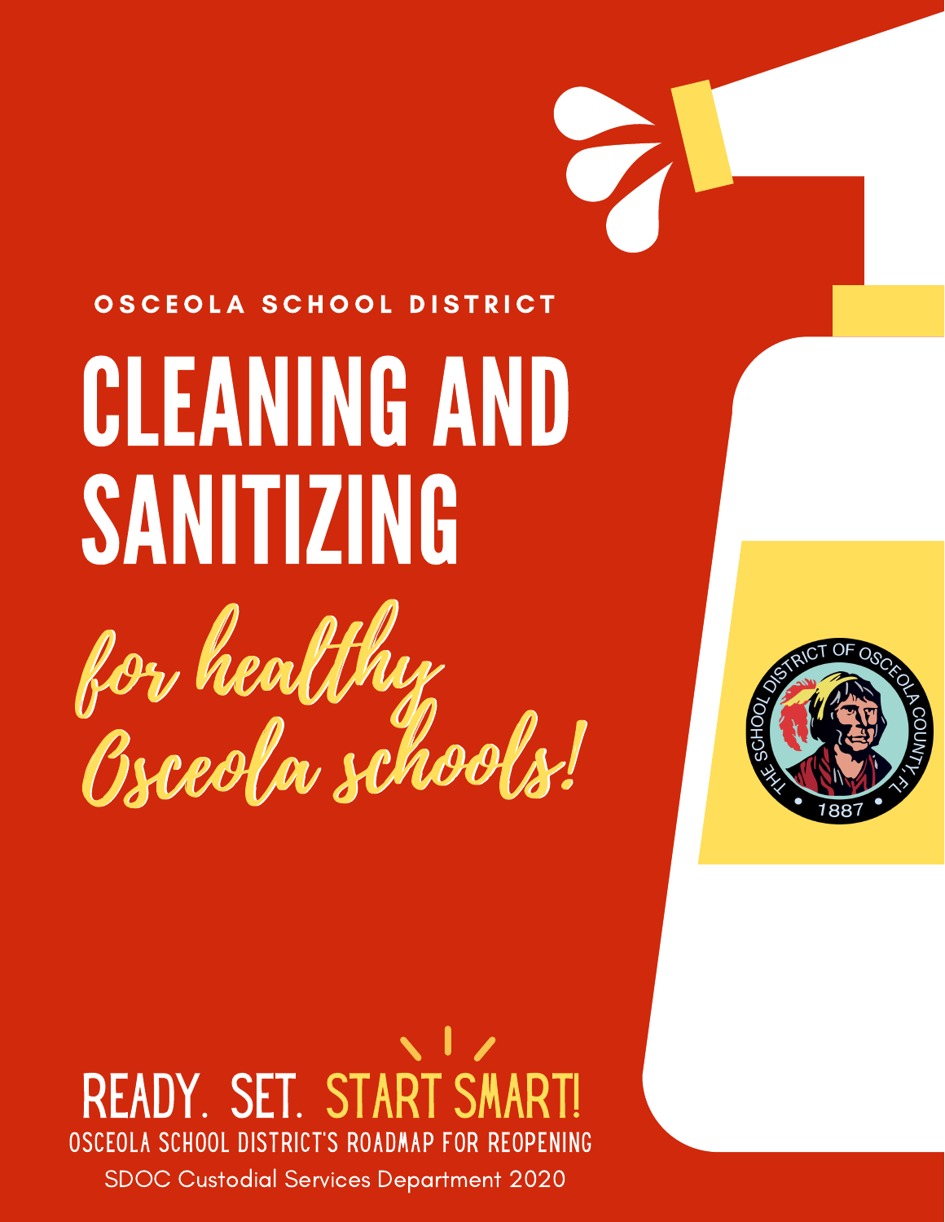OSCEOLA SCHOOL DISTRICT

# CLEANING AND SANITIZING

*for healthy Osceola schools!*

READY. SET. START SMART!

OSCEOLA SCHOOL DISTRICT'S ROADMAP FOR REOPENING

SDOC Custodial Services Department 2020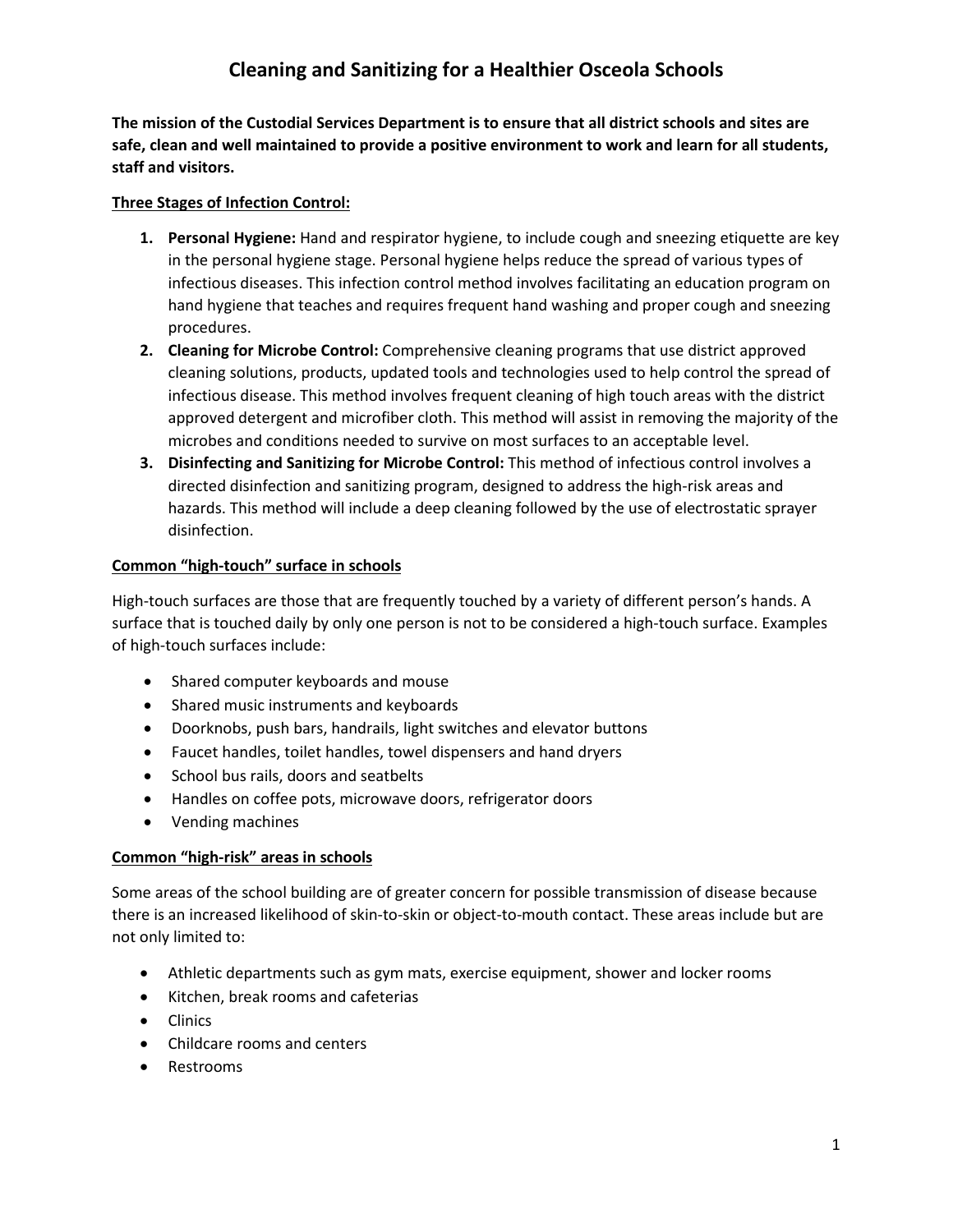# Cleaning and Sanitizing for a Healthier Osceola Schools

**The mission of the Custodial Services Department is to ensure that all district schools and sites are safe, clean and well maintained to provide a positive environment to work and learn for all students, staff and visitors.**

## Three Stages of Infection Control:

1. **Personal Hygiene:** Hand and respirator hygiene, to include cough and sneezing etiquette are key in the personal hygiene stage. Personal hygiene helps reduce the spread of various types of infectious diseases. This infection control method involves facilitating an education program on hand hygiene that teaches and requires frequent hand washing and proper cough and sneezing procedures.
2. **Cleaning for Microbe Control:** Comprehensive cleaning programs that use district approved cleaning solutions, products, updated tools and technologies used to help control the spread of infectious disease. This method involves frequent cleaning of high touch areas with the district approved detergent and microfiber cloth. This method will assist in removing the majority of the microbes and conditions needed to survive on most surfaces to an acceptable level.
3. **Disinfecting and Sanitizing for Microbe Control:** This method of infectious control involves a directed disinfection and sanitizing program, designed to address the high-risk areas and hazards. This method will include a deep cleaning followed by the use of electrostatic sprayer disinfection.

## Common "high-touch" surface in schools

High-touch surfaces are those that are frequently touched by a variety of different person's hands. A surface that is touched daily by only one person is not to be considered a high-touch surface. Examples of high-touch surfaces include:

- Shared computer keyboards and mouse
- Shared music instruments and keyboards
- Doorknobs, push bars, handrails, light switches and elevator buttons
- Faucet handles, toilet handles, towel dispensers and hand dryers
- School bus rails, doors and seatbelts
- Handles on coffee pots, microwave doors, refrigerator doors
- Vending machines

## Common "high-risk" areas in schools

Some areas of the school building are of greater concern for possible transmission of disease because there is an increased likelihood of skin-to-skin or object-to-mouth contact. These areas include but are not only limited to:

- Athletic departments such as gym mats, exercise equipment, shower and locker rooms
- Kitchen, break rooms and cafeterias
- Clinics
- Childcare rooms and centers
- Restrooms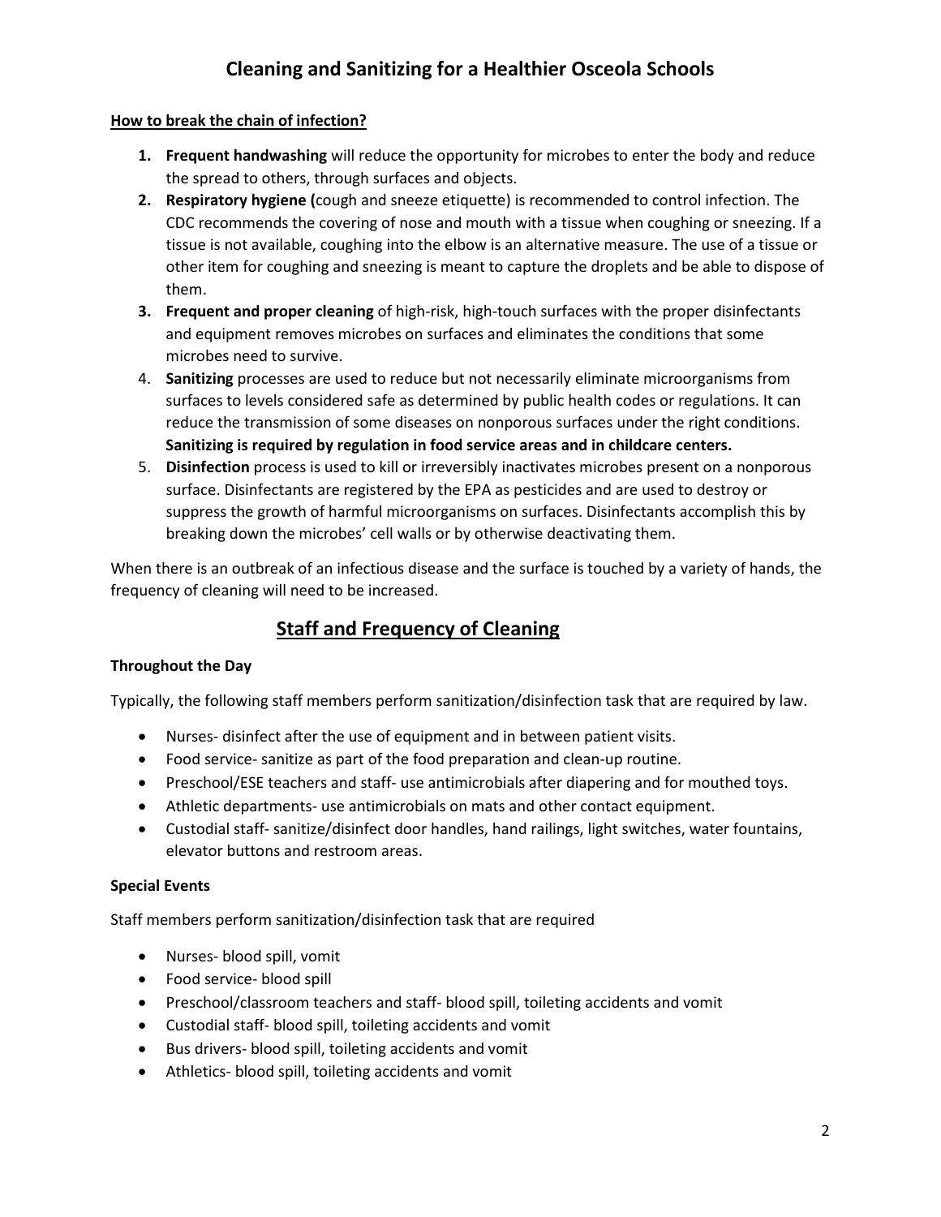# Cleaning and Sanitizing for a Healthier Osceola Schools

**How to break the chain of infection?**

1. **Frequent handwashing** will reduce the opportunity for microbes to enter the body and reduce the spread to others, through surfaces and objects.
2. **Respiratory hygiene (**cough and sneeze etiquette) is recommended to control infection. The CDC recommends the covering of nose and mouth with a tissue when coughing or sneezing. If a tissue is not available, coughing into the elbow is an alternative measure. The use of a tissue or other item for coughing and sneezing is meant to capture the droplets and be able to dispose of them.
3. **Frequent and proper cleaning** of high-risk, high-touch surfaces with the proper disinfectants and equipment removes microbes on surfaces and eliminates the conditions that some microbes need to survive.
4. **Sanitizing** processes are used to reduce but not necessarily eliminate microorganisms from surfaces to levels considered safe as determined by public health codes or regulations. It can reduce the transmission of some diseases on nonporous surfaces under the right conditions. **Sanitizing is required by regulation in food service areas and in childcare centers.**
5. **Disinfection** process is used to kill or irreversibly inactivates microbes present on a nonporous surface. Disinfectants are registered by the EPA as pesticides and are used to destroy or suppress the growth of harmful microorganisms on surfaces. Disinfectants accomplish this by breaking down the microbes' cell walls or by otherwise deactivating them.

When there is an outbreak of an infectious disease and the surface is touched by a variety of hands, the frequency of cleaning will need to be increased.

## Staff and Frequency of Cleaning

**Throughout the Day**

Typically, the following staff members perform sanitization/disinfection task that are required by law.

- Nurses- disinfect after the use of equipment and in between patient visits.
- Food service- sanitize as part of the food preparation and clean-up routine.
- Preschool/ESE teachers and staff- use antimicrobials after diapering and for mouthed toys.
- Athletic departments- use antimicrobials on mats and other contact equipment.
- Custodial staff- sanitize/disinfect door handles, hand railings, light switches, water fountains, elevator buttons and restroom areas.

**Special Events**

Staff members perform sanitization/disinfection task that are required

- Nurses- blood spill, vomit
- Food service- blood spill
- Preschool/classroom teachers and staff- blood spill, toileting accidents and vomit
- Custodial staff- blood spill, toileting accidents and vomit
- Bus drivers- blood spill, toileting accidents and vomit
- Athletics- blood spill, toileting accidents and vomit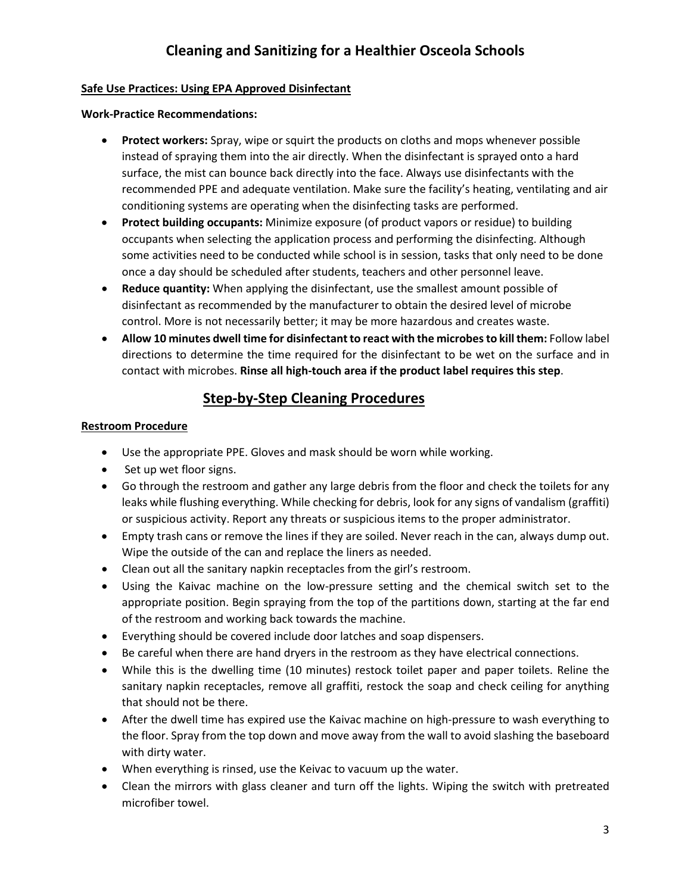# Cleaning and Sanitizing for a Healthier Osceola Schools

**Safe Use Practices: Using EPA Approved Disinfectant**

**Work-Practice Recommendations:**

- **Protect workers:** Spray, wipe or squirt the products on cloths and mops whenever possible instead of spraying them into the air directly. When the disinfectant is sprayed onto a hard surface, the mist can bounce back directly into the face. Always use disinfectants with the recommended PPE and adequate ventilation. Make sure the facility's heating, ventilating and air conditioning systems are operating when the disinfecting tasks are performed.
- **Protect building occupants:** Minimize exposure (of product vapors or residue) to building occupants when selecting the application process and performing the disinfecting. Although some activities need to be conducted while school is in session, tasks that only need to be done once a day should be scheduled after students, teachers and other personnel leave.
- **Reduce quantity:** When applying the disinfectant, use the smallest amount possible of disinfectant as recommended by the manufacturer to obtain the desired level of microbe control. More is not necessarily better; it may be more hazardous and creates waste.
- **Allow 10 minutes dwell time for disinfectant to react with the microbes to kill them:** Follow label directions to determine the time required for the disinfectant to be wet on the surface and in contact with microbes. **Rinse all high-touch area if the product label requires this step**.

## Step-by-Step Cleaning Procedures

**Restroom Procedure**

- Use the appropriate PPE. Gloves and mask should be worn while working.
- Set up wet floor signs.
- Go through the restroom and gather any large debris from the floor and check the toilets for any leaks while flushing everything. While checking for debris, look for any signs of vandalism (graffiti) or suspicious activity. Report any threats or suspicious items to the proper administrator.
- Empty trash cans or remove the lines if they are soiled. Never reach in the can, always dump out. Wipe the outside of the can and replace the liners as needed.
- Clean out all the sanitary napkin receptacles from the girl's restroom.
- Using the Kaivac machine on the low-pressure setting and the chemical switch set to the appropriate position. Begin spraying from the top of the partitions down, starting at the far end of the restroom and working back towards the machine.
- Everything should be covered include door latches and soap dispensers.
- Be careful when there are hand dryers in the restroom as they have electrical connections.
- While this is the dwelling time (10 minutes) restock toilet paper and paper toilets. Reline the sanitary napkin receptacles, remove all graffiti, restock the soap and check ceiling for anything that should not be there.
- After the dwell time has expired use the Kaivac machine on high-pressure to wash everything to the floor. Spray from the top down and move away from the wall to avoid slashing the baseboard with dirty water.
- When everything is rinsed, use the Keivac to vacuum up the water.
- Clean the mirrors with glass cleaner and turn off the lights. Wiping the switch with pretreated microfiber towel.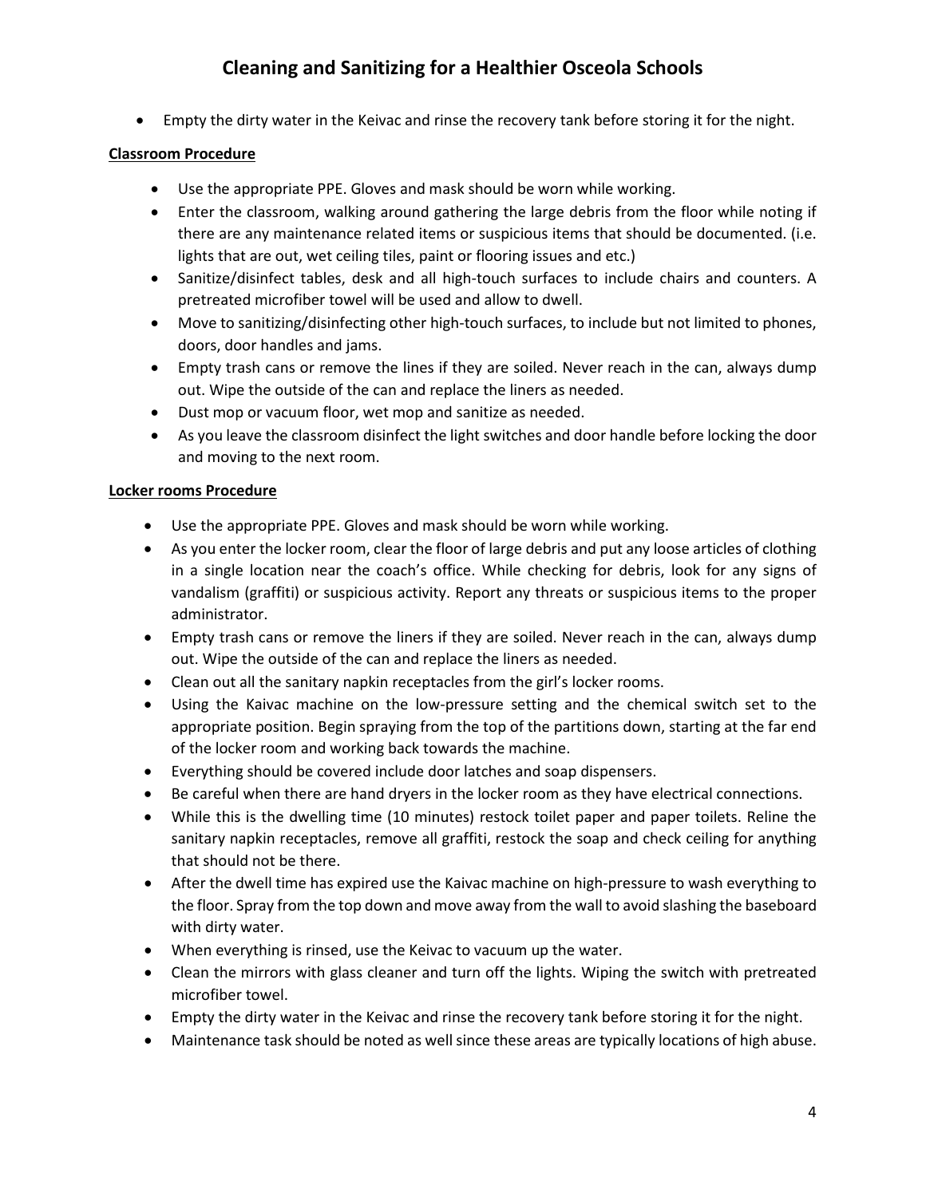- Empty the dirty water in the Keivac and rinse the recovery tank before storing it for the night.

**Classroom Procedure**

- Use the appropriate PPE. Gloves and mask should be worn while working.
- Enter the classroom, walking around gathering the large debris from the floor while noting if there are any maintenance related items or suspicious items that should be documented. (i.e. lights that are out, wet ceiling tiles, paint or flooring issues and etc.)
- Sanitize/disinfect tables, desk and all high-touch surfaces to include chairs and counters. A pretreated microfiber towel will be used and allow to dwell.
- Move to sanitizing/disinfecting other high-touch surfaces, to include but not limited to phones, doors, door handles and jams.
- Empty trash cans or remove the lines if they are soiled. Never reach in the can, always dump out. Wipe the outside of the can and replace the liners as needed.
- Dust mop or vacuum floor, wet mop and sanitize as needed.
- As you leave the classroom disinfect the light switches and door handle before locking the door and moving to the next room.

**Locker rooms Procedure**

- Use the appropriate PPE. Gloves and mask should be worn while working.
- As you enter the locker room, clear the floor of large debris and put any loose articles of clothing in a single location near the coach's office. While checking for debris, look for any signs of vandalism (graffiti) or suspicious activity. Report any threats or suspicious items to the proper administrator.
- Empty trash cans or remove the liners if they are soiled. Never reach in the can, always dump out. Wipe the outside of the can and replace the liners as needed.
- Clean out all the sanitary napkin receptacles from the girl's locker rooms.
- Using the Kaivac machine on the low-pressure setting and the chemical switch set to the appropriate position. Begin spraying from the top of the partitions down, starting at the far end of the locker room and working back towards the machine.
- Everything should be covered include door latches and soap dispensers.
- Be careful when there are hand dryers in the locker room as they have electrical connections.
- While this is the dwelling time (10 minutes) restock toilet paper and paper toilets. Reline the sanitary napkin receptacles, remove all graffiti, restock the soap and check ceiling for anything that should not be there.
- After the dwell time has expired use the Kaivac machine on high-pressure to wash everything to the floor. Spray from the top down and move away from the wall to avoid slashing the baseboard with dirty water.
- When everything is rinsed, use the Keivac to vacuum up the water.
- Clean the mirrors with glass cleaner and turn off the lights. Wiping the switch with pretreated microfiber towel.
- Empty the dirty water in the Keivac and rinse the recovery tank before storing it for the night.
- Maintenance task should be noted as well since these areas are typically locations of high abuse.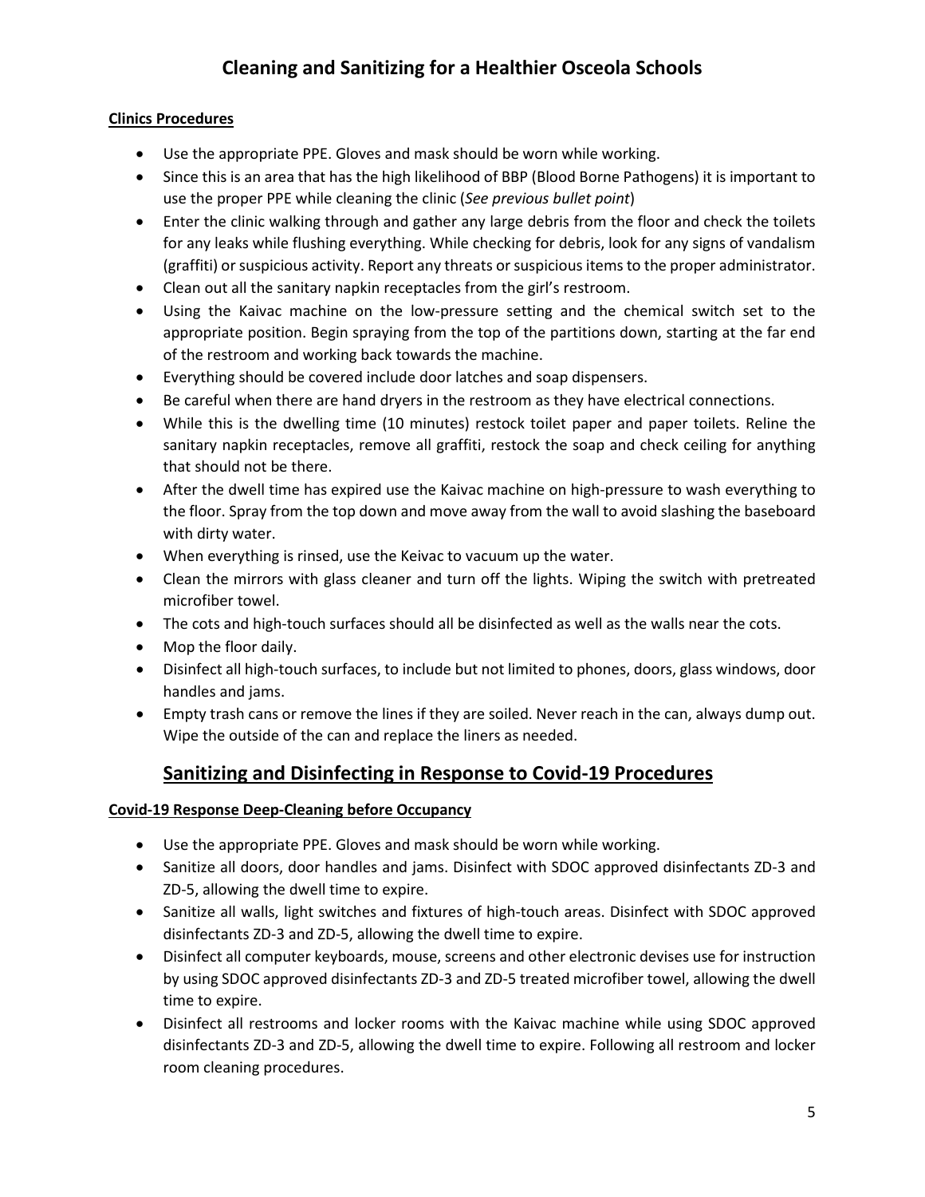# Cleaning and Sanitizing for a Healthier Osceola Schools

**Clinics Procedures**

- Use the appropriate PPE. Gloves and mask should be worn while working.
- Since this is an area that has the high likelihood of BBP (Blood Borne Pathogens) it is important to use the proper PPE while cleaning the clinic (*See previous bullet point*)
- Enter the clinic walking through and gather any large debris from the floor and check the toilets for any leaks while flushing everything. While checking for debris, look for any signs of vandalism (graffiti) or suspicious activity. Report any threats or suspicious items to the proper administrator.
- Clean out all the sanitary napkin receptacles from the girl's restroom.
- Using the Kaivac machine on the low-pressure setting and the chemical switch set to the appropriate position. Begin spraying from the top of the partitions down, starting at the far end of the restroom and working back towards the machine.
- Everything should be covered include door latches and soap dispensers.
- Be careful when there are hand dryers in the restroom as they have electrical connections.
- While this is the dwelling time (10 minutes) restock toilet paper and paper toilets. Reline the sanitary napkin receptacles, remove all graffiti, restock the soap and check ceiling for anything that should not be there.
- After the dwell time has expired use the Kaivac machine on high-pressure to wash everything to the floor. Spray from the top down and move away from the wall to avoid slashing the baseboard with dirty water.
- When everything is rinsed, use the Keivac to vacuum up the water.
- Clean the mirrors with glass cleaner and turn off the lights. Wiping the switch with pretreated microfiber towel.
- The cots and high-touch surfaces should all be disinfected as well as the walls near the cots.
- Mop the floor daily.
- Disinfect all high-touch surfaces, to include but not limited to phones, doors, glass windows, door handles and jams.
- Empty trash cans or remove the lines if they are soiled. Never reach in the can, always dump out. Wipe the outside of the can and replace the liners as needed.

## Sanitizing and Disinfecting in Response to Covid-19 Procedures

**Covid-19 Response Deep-Cleaning before Occupancy**

- Use the appropriate PPE. Gloves and mask should be worn while working.
- Sanitize all doors, door handles and jams. Disinfect with SDOC approved disinfectants ZD-3 and ZD-5, allowing the dwell time to expire.
- Sanitize all walls, light switches and fixtures of high-touch areas. Disinfect with SDOC approved disinfectants ZD-3 and ZD-5, allowing the dwell time to expire.
- Disinfect all computer keyboards, mouse, screens and other electronic devises use for instruction by using SDOC approved disinfectants ZD-3 and ZD-5 treated microfiber towel, allowing the dwell time to expire.
- Disinfect all restrooms and locker rooms with the Kaivac machine while using SDOC approved disinfectants ZD-3 and ZD-5, allowing the dwell time to expire. Following all restroom and locker room cleaning procedures.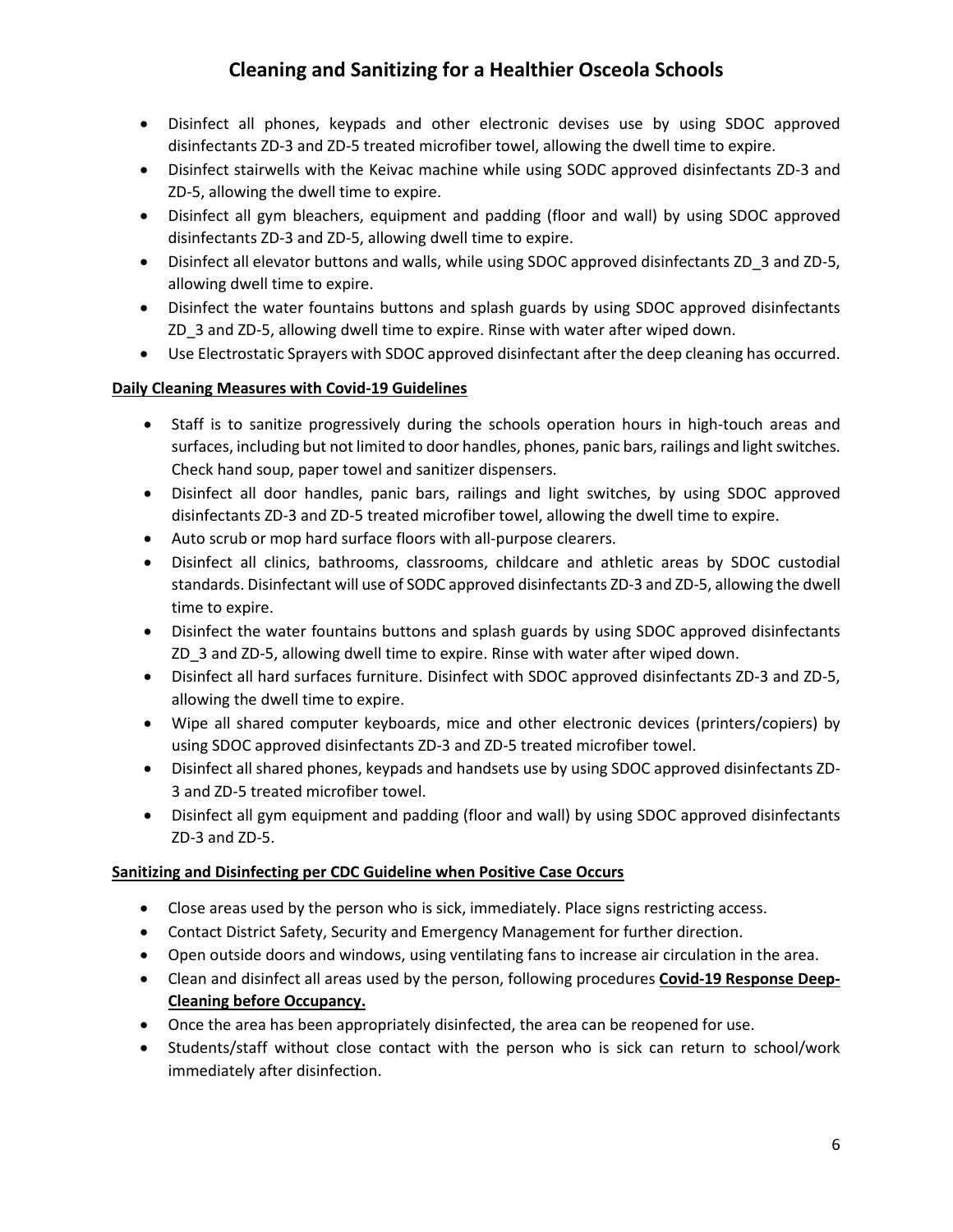- Disinfect all phones, keypads and other electronic devises use by using SDOC approved disinfectants ZD-3 and ZD-5 treated microfiber towel, allowing the dwell time to expire.
- Disinfect stairwells with the Keivac machine while using SODC approved disinfectants ZD-3 and ZD-5, allowing the dwell time to expire.
- Disinfect all gym bleachers, equipment and padding (floor and wall) by using SDOC approved disinfectants ZD-3 and ZD-5, allowing dwell time to expire.
- Disinfect all elevator buttons and walls, while using SDOC approved disinfectants ZD_3 and ZD-5, allowing dwell time to expire.
- Disinfect the water fountains buttons and splash guards by using SDOC approved disinfectants ZD_3 and ZD-5, allowing dwell time to expire. Rinse with water after wiped down.
- Use Electrostatic Sprayers with SDOC approved disinfectant after the deep cleaning has occurred.

**Daily Cleaning Measures with Covid-19 Guidelines**

- Staff is to sanitize progressively during the schools operation hours in high-touch areas and surfaces, including but not limited to door handles, phones, panic bars, railings and light switches. Check hand soup, paper towel and sanitizer dispensers.
- Disinfect all door handles, panic bars, railings and light switches, by using SDOC approved disinfectants ZD-3 and ZD-5 treated microfiber towel, allowing the dwell time to expire.
- Auto scrub or mop hard surface floors with all-purpose clearers.
- Disinfect all clinics, bathrooms, classrooms, childcare and athletic areas by SDOC custodial standards. Disinfectant will use of SODC approved disinfectants ZD-3 and ZD-5, allowing the dwell time to expire.
- Disinfect the water fountains buttons and splash guards by using SDOC approved disinfectants ZD_3 and ZD-5, allowing dwell time to expire. Rinse with water after wiped down.
- Disinfect all hard surfaces furniture. Disinfect with SDOC approved disinfectants ZD-3 and ZD-5, allowing the dwell time to expire.
- Wipe all shared computer keyboards, mice and other electronic devices (printers/copiers) by using SDOC approved disinfectants ZD-3 and ZD-5 treated microfiber towel.
- Disinfect all shared phones, keypads and handsets use by using SDOC approved disinfectants ZD-3 and ZD-5 treated microfiber towel.
- Disinfect all gym equipment and padding (floor and wall) by using SDOC approved disinfectants ZD-3 and ZD-5.

**Sanitizing and Disinfecting per CDC Guideline when Positive Case Occurs**

- Close areas used by the person who is sick, immediately. Place signs restricting access.
- Contact District Safety, Security and Emergency Management for further direction.
- Open outside doors and windows, using ventilating fans to increase air circulation in the area.
- Clean and disinfect all areas used by the person, following procedures **Covid-19 Response Deep-Cleaning before Occupancy.**
- Once the area has been appropriately disinfected, the area can be reopened for use.
- Students/staff without close contact with the person who is sick can return to school/work immediately after disinfection.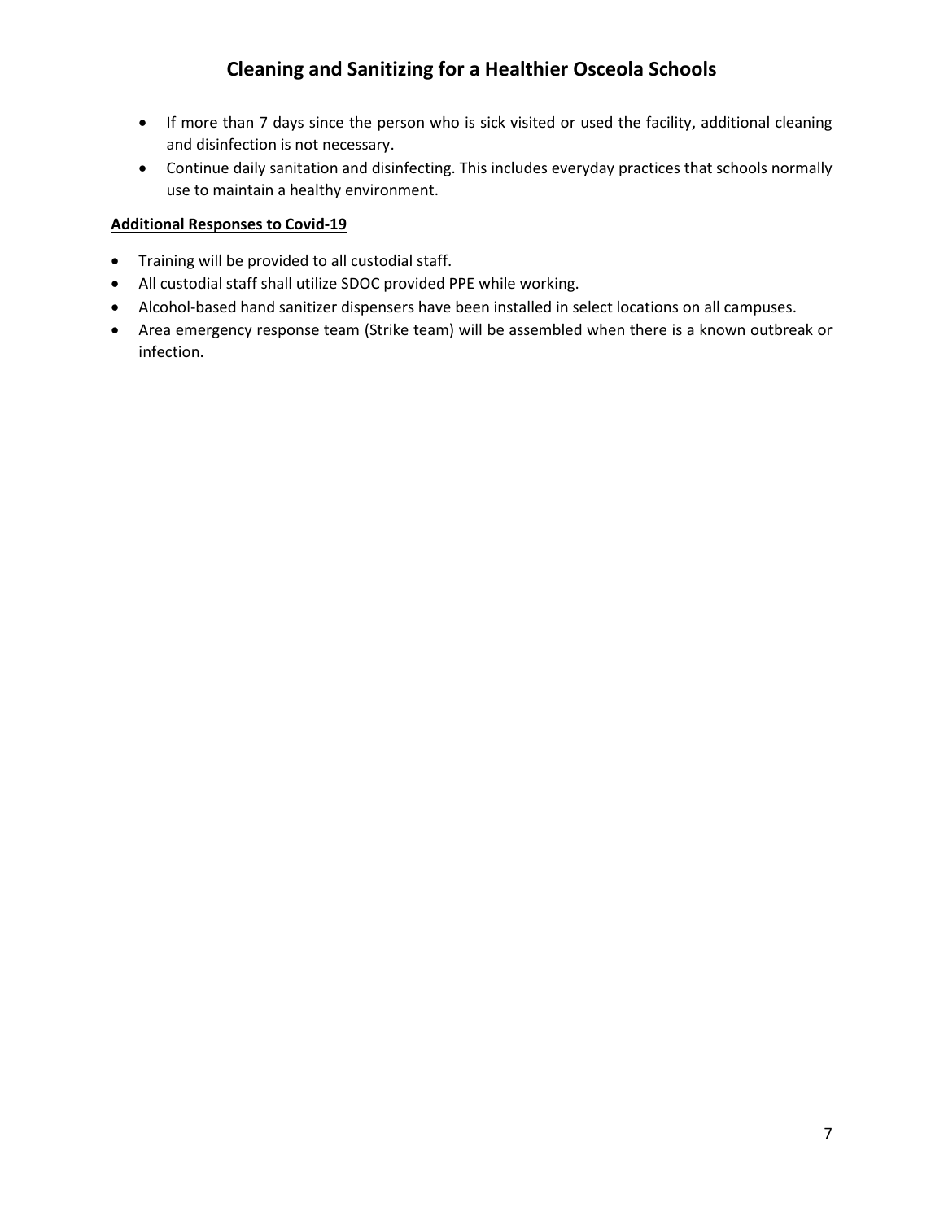- If more than 7 days since the person who is sick visited or used the facility, additional cleaning and disinfection is not necessary.
- Continue daily sanitation and disinfecting. This includes everyday practices that schools normally use to maintain a healthy environment.

**Additional Responses to Covid-19**

- Training will be provided to all custodial staff.
- All custodial staff shall utilize SDOC provided PPE while working.
- Alcohol-based hand sanitizer dispensers have been installed in select locations on all campuses.
- Area emergency response team (Strike team) will be assembled when there is a known outbreak or infection.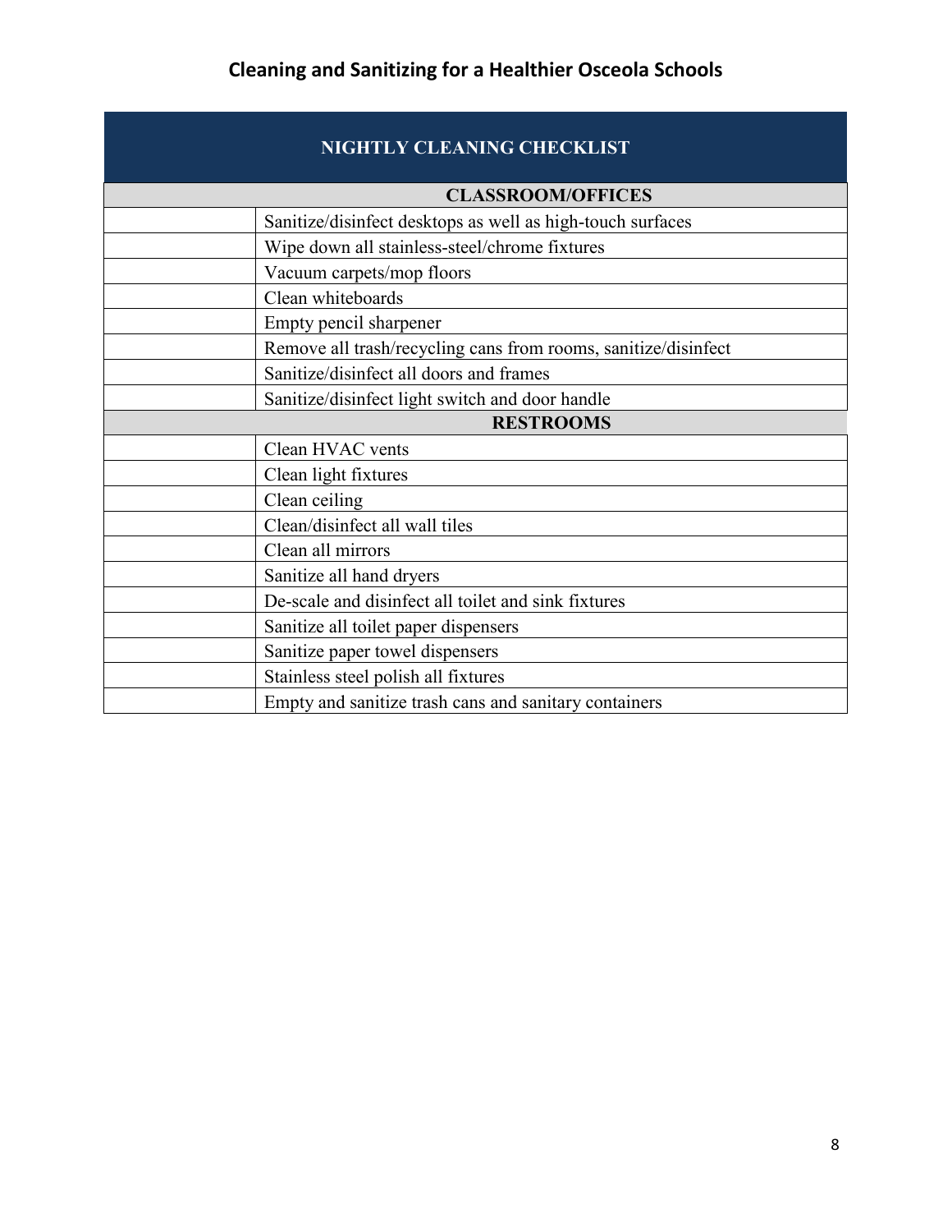| NIGHTLY CLEANING CHECKLIST | |
|---|---|
| | **CLASSROOM/OFFICES** |
| | Sanitize/disinfect desktops as well as high-touch surfaces |
| | Wipe down all stainless-steel/chrome fixtures |
| | Vacuum carpets/mop floors |
| | Clean whiteboards |
| | Empty pencil sharpener |
| | Remove all trash/recycling cans from rooms, sanitize/disinfect |
| | Sanitize/disinfect all doors and frames |
| | Sanitize/disinfect light switch and door handle |
| | **RESTROOMS** |
| | Clean HVAC vents |
| | Clean light fixtures |
| | Clean ceiling |
| | Clean/disinfect all wall tiles |
| | Clean all mirrors |
| | Sanitize all hand dryers |
| | De-scale and disinfect all toilet and sink fixtures |
| | Sanitize all toilet paper dispensers |
| | Sanitize paper towel dispensers |
| | Stainless steel polish all fixtures |
| | Empty and sanitize trash cans and sanitary containers |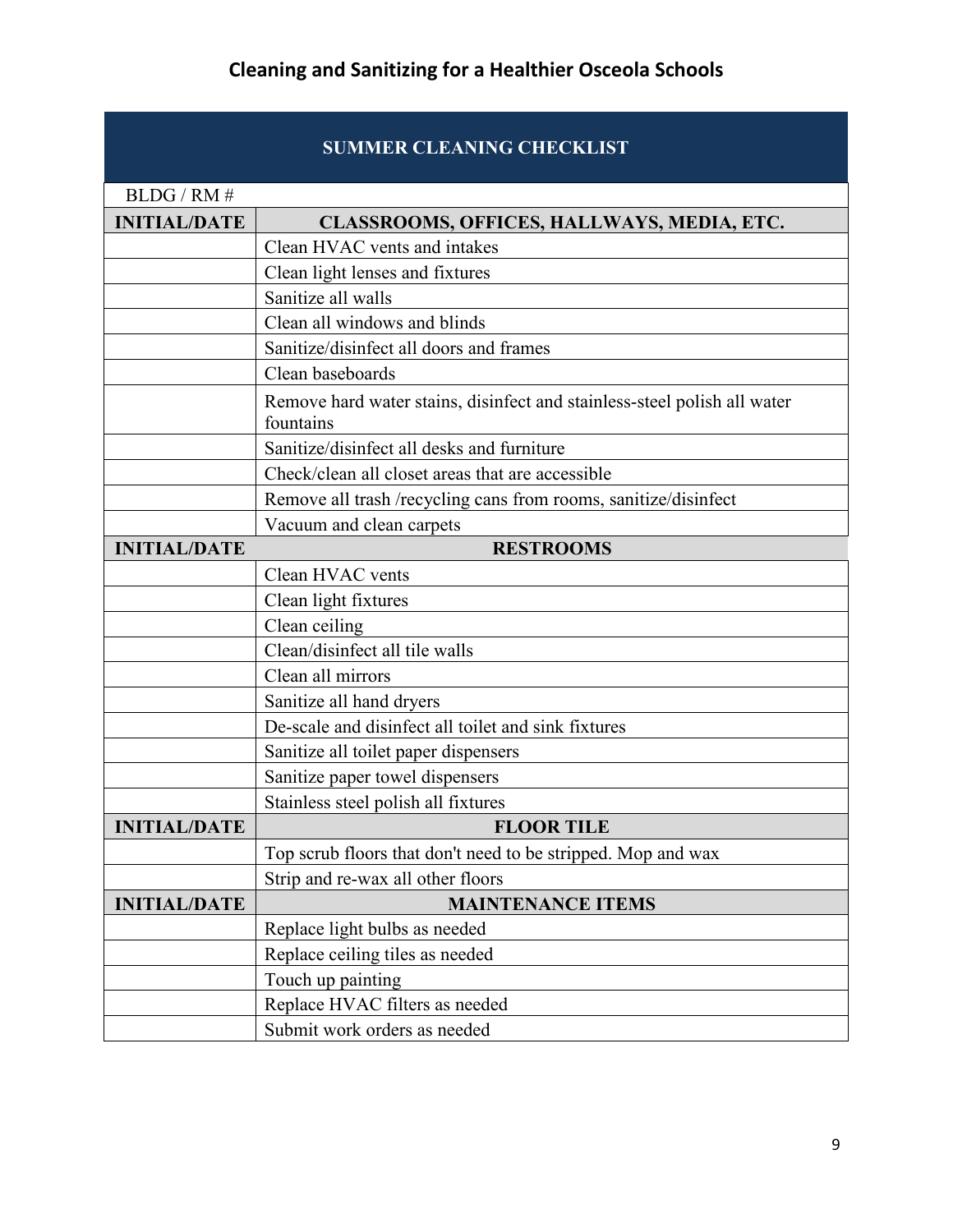# Cleaning and Sanitizing for a Healthier Osceola Schools

| SUMMER CLEANING CHECKLIST | |
|---|---|
| BLDG / RM # | |
| **INITIAL/DATE** | **CLASSROOMS, OFFICES, HALLWAYS, MEDIA, ETC.** |
| | Clean HVAC vents and intakes |
| | Clean light lenses and fixtures |
| | Sanitize all walls |
| | Clean all windows and blinds |
| | Sanitize/disinfect all doors and frames |
| | Clean baseboards |
| | Remove hard water stains, disinfect and stainless-steel polish all water fountains |
| | Sanitize/disinfect all desks and furniture |
| | Check/clean all closet areas that are accessible |
| | Remove all trash /recycling cans from rooms, sanitize/disinfect |
| | Vacuum and clean carpets |
| **INITIAL/DATE** | **RESTROOMS** |
| | Clean HVAC vents |
| | Clean light fixtures |
| | Clean ceiling |
| | Clean/disinfect all tile walls |
| | Clean all mirrors |
| | Sanitize all hand dryers |
| | De-scale and disinfect all toilet and sink fixtures |
| | Sanitize all toilet paper dispensers |
| | Sanitize paper towel dispensers |
| | Stainless steel polish all fixtures |
| **INITIAL/DATE** | **FLOOR TILE** |
| | Top scrub floors that don't need to be stripped. Mop and wax |
| | Strip and re-wax all other floors |
| **INITIAL/DATE** | **MAINTENANCE ITEMS** |
| | Replace light bulbs as needed |
| | Replace ceiling tiles as needed |
| | Touch up painting |
| | Replace HVAC filters as needed |
| | Submit work orders as needed |